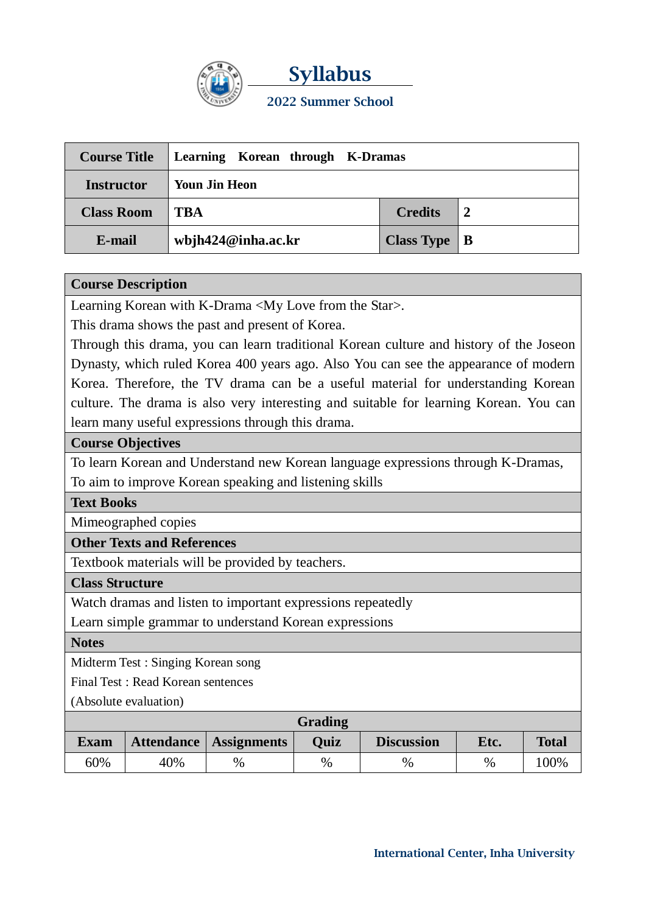# Syllabus

## 2022 Summer School

| Course Title | Learning Korean through K-Dramas | | |
|---|---|---|---|
| Instructor | Youn Jin Heon | | |
| Class Room | TBA | Credits | 2 |
| E-mail | wbjh424@inha.ac.kr | Class Type | B |

**Course Description**

Learning Korean with K-Drama <My Love from the Star>.
This drama shows the past and present of Korea.
Through this drama, you can learn traditional Korean culture and history of the Joseon Dynasty, which ruled Korea 400 years ago. Also You can see the appearance of modern Korea. Therefore, the TV drama can be a useful material for understanding Korean culture. The drama is also very interesting and suitable for learning Korean. You can learn many useful expressions through this drama.

**Course Objectives**

To learn Korean and Understand new Korean language expressions through K-Dramas,
To aim to improve Korean speaking and listening skills

**Text Books**

Mimeographed copies

**Other Texts and References**

Textbook materials will be provided by teachers.

**Class Structure**

Watch dramas and listen to important expressions repeatedly
Learn simple grammar to understand Korean expressions

**Notes**

Midterm Test : Singing Korean song
Final Test : Read Korean sentences
(Absolute evaluation)

**Grading**

| Exam | Attendance | Assignments | Quiz | Discussion | Etc. | Total |
|---|---|---|---|---|---|---|
| 60% | 40% | % | % | % | % | 100% |

International Center, Inha University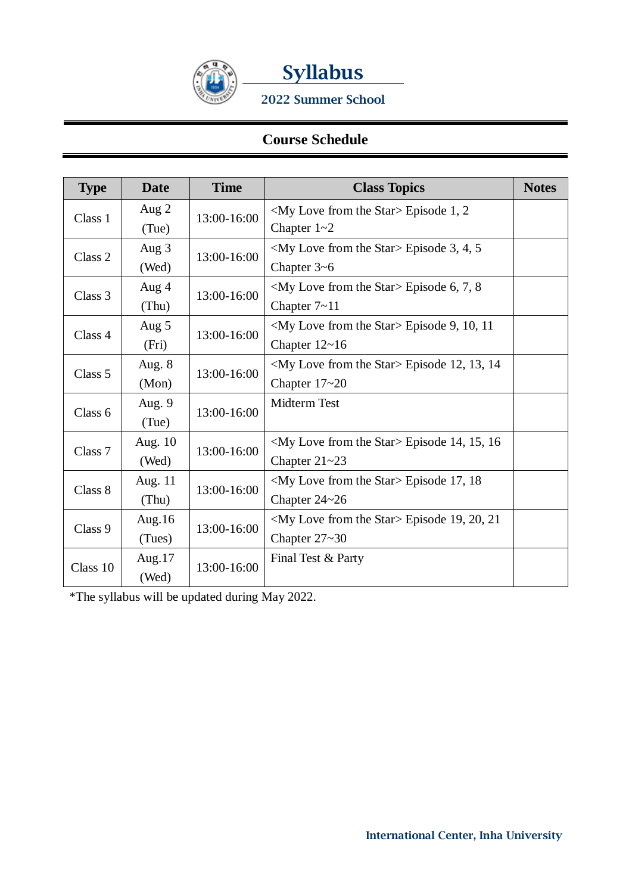# Syllabus

## 2022 Summer School

## Course Schedule

| Type | Date | Time | Class Topics | Notes |
|---|---|---|---|---|
| Class 1 | Aug 2 (Tue) | 13:00-16:00 | <My Love from the Star> Episode 1, 2 Chapter 1~2 | |
| Class 2 | Aug 3 (Wed) | 13:00-16:00 | <My Love from the Star> Episode 3, 4, 5 Chapter 3~6 | |
| Class 3 | Aug 4 (Thu) | 13:00-16:00 | <My Love from the Star> Episode 6, 7, 8 Chapter 7~11 | |
| Class 4 | Aug 5 (Fri) | 13:00-16:00 | <My Love from the Star> Episode 9, 10, 11 Chapter 12~16 | |
| Class 5 | Aug. 8 (Mon) | 13:00-16:00 | <My Love from the Star> Episode 12, 13, 14 Chapter 17~20 | |
| Class 6 | Aug. 9 (Tue) | 13:00-16:00 | Midterm Test | |
| Class 7 | Aug. 10 (Wed) | 13:00-16:00 | <My Love from the Star> Episode 14, 15, 16 Chapter 21~23 | |
| Class 8 | Aug. 11 (Thu) | 13:00-16:00 | <My Love from the Star> Episode 17, 18 Chapter 24~26 | |
| Class 9 | Aug.16 (Tues) | 13:00-16:00 | <My Love from the Star> Episode 19, 20, 21 Chapter 27~30 | |
| Class 10 | Aug.17 (Wed) | 13:00-16:00 | Final Test & Party | |

*The syllabus will be updated during May 2022.

International Center, Inha University